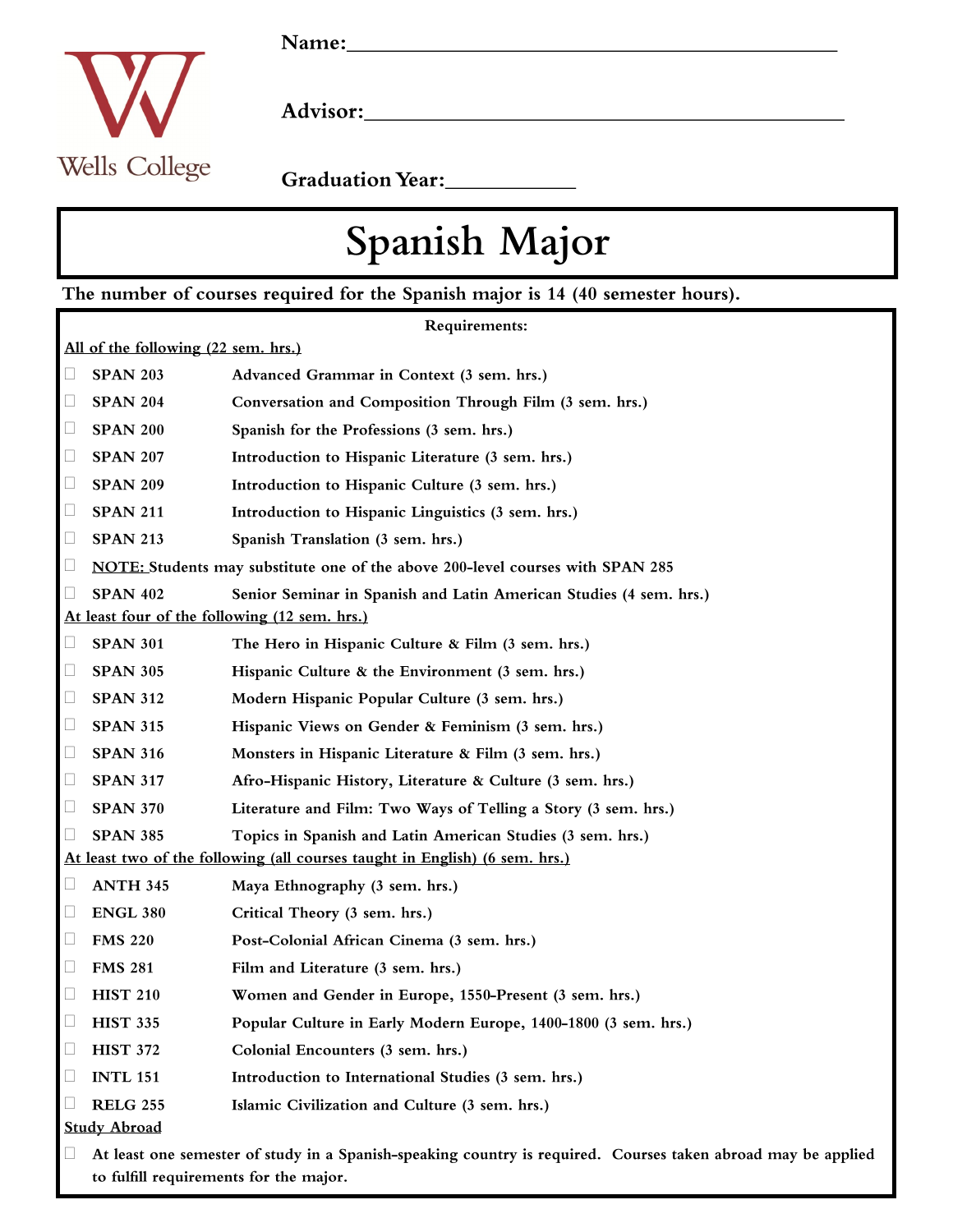Wells College

**Name:**______________________________________________

**Advisor:**______________________________________________

**Graduation Year:**____________

# Spanish Major

**The number of courses required for the Spanish major is 14 (40 semester hours).**

**Requirements:**

**All of the following (22 sem. hrs.)**

- ☐ **SPAN 203** Advanced Grammar in Context (3 sem. hrs.)
- ☐ **SPAN 204** Conversation and Composition Through Film (3 sem. hrs.)
- ☐ **SPAN 200** Spanish for the Professions (3 sem. hrs.)
- ☐ **SPAN 207** Introduction to Hispanic Literature (3 sem. hrs.)
- ☐ **SPAN 209** Introduction to Hispanic Culture (3 sem. hrs.)
- ☐ **SPAN 211** Introduction to Hispanic Linguistics (3 sem. hrs.)
- ☐ **SPAN 213** Spanish Translation (3 sem. hrs.)
- ☐ **NOTE:** Students may substitute one of the above 200-level courses with SPAN 285
- ☐ **SPAN 402** Senior Seminar in Spanish and Latin American Studies (4 sem. hrs.)

**At least four of the following (12 sem. hrs.)**

- ☐ **SPAN 301** The Hero in Hispanic Culture & Film (3 sem. hrs.)
- ☐ **SPAN 305** Hispanic Culture & the Environment (3 sem. hrs.)
- ☐ **SPAN 312** Modern Hispanic Popular Culture (3 sem. hrs.)
- ☐ **SPAN 315** Hispanic Views on Gender & Feminism (3 sem. hrs.)
- ☐ **SPAN 316** Monsters in Hispanic Literature & Film (3 sem. hrs.)
- ☐ **SPAN 317** Afro-Hispanic History, Literature & Culture (3 sem. hrs.)
- ☐ **SPAN 370** Literature and Film: Two Ways of Telling a Story (3 sem. hrs.)
- ☐ **SPAN 385** Topics in Spanish and Latin American Studies (3 sem. hrs.)

**At least two of the following (all courses taught in English) (6 sem. hrs.)**

- ☐ **ANTH 345** Maya Ethnography (3 sem. hrs.)
- ☐ **ENGL 380** Critical Theory (3 sem. hrs.)
- ☐ **FMS 220** Post-Colonial African Cinema (3 sem. hrs.)
- ☐ **FMS 281** Film and Literature (3 sem. hrs.)
- ☐ **HIST 210** Women and Gender in Europe, 1550-Present (3 sem. hrs.)
- ☐ **HIST 335** Popular Culture in Early Modern Europe, 1400-1800 (3 sem. hrs.)
- ☐ **HIST 372** Colonial Encounters (3 sem. hrs.)
- ☐ **INTL 151** Introduction to International Studies (3 sem. hrs.)
- ☐ **RELG 255** Islamic Civilization and Culture (3 sem. hrs.)

**Study Abroad**

- ☐ At least one semester of study in a Spanish-speaking country is required. Courses taken abroad may be applied to fulfill requirements for the major.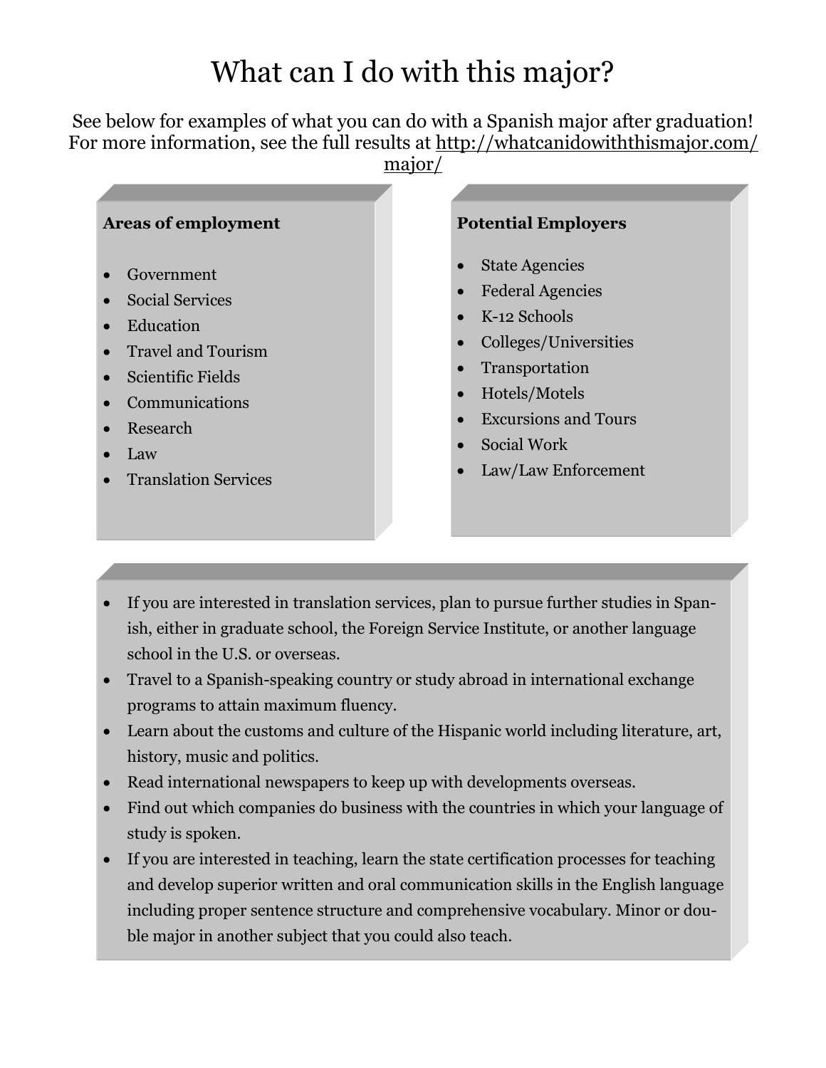# What can I do with this major?

See below for examples of what you can do with a Spanish major after graduation! For more information, see the full results at http://whatcanidowiththismajor.com/major/

**Areas of employment**

- Government
- Social Services
- Education
- Travel and Tourism
- Scientific Fields
- Communications
- Research
- Law
- Translation Services

**Potential Employers**

- State Agencies
- Federal Agencies
- K-12 Schools
- Colleges/Universities
- Transportation
- Hotels/Motels
- Excursions and Tours
- Social Work
- Law/Law Enforcement

- If you are interested in translation services, plan to pursue further studies in Spanish, either in graduate school, the Foreign Service Institute, or another language school in the U.S. or overseas.
- Travel to a Spanish-speaking country or study abroad in international exchange programs to attain maximum fluency.
- Learn about the customs and culture of the Hispanic world including literature, art, history, music and politics.
- Read international newspapers to keep up with developments overseas.
- Find out which companies do business with the countries in which your language of study is spoken.
- If you are interested in teaching, learn the state certification processes for teaching and develop superior written and oral communication skills in the English language including proper sentence structure and comprehensive vocabulary. Minor or double major in another subject that you could also teach.